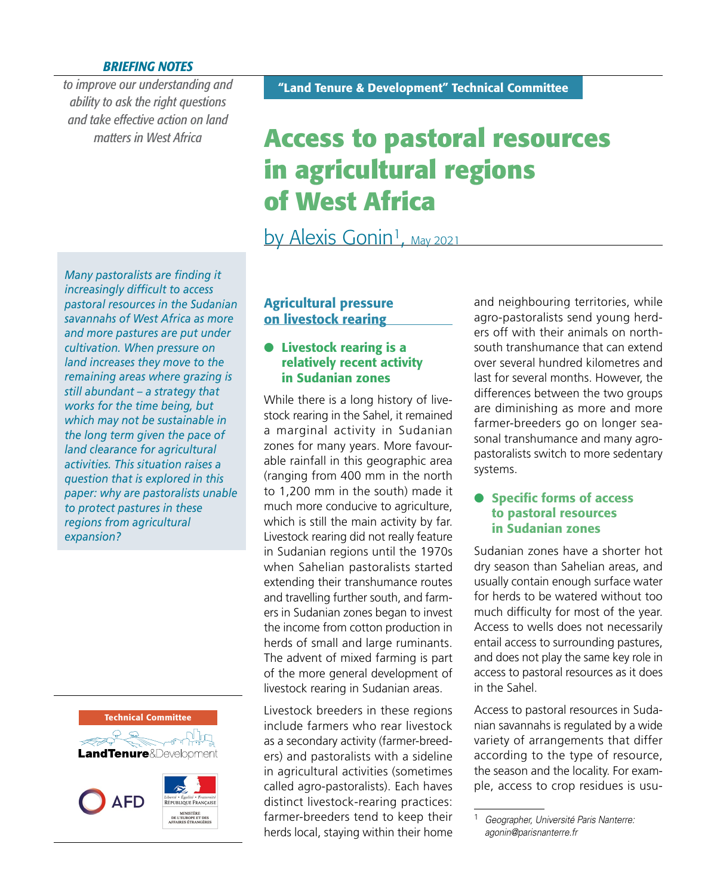**BRIEFING NOTES**

*to improve our understanding and ability to ask the right questions and take effective action on land matters in West Africa*

**"Land Tenure & Development" Technical Committee**

# Access to pastoral resources in agricultural regions of West Africa

by Alexis Gonin[1], May 2021

*Many pastoralists are finding it increasingly difficult to access pastoral resources in the Sudanian savannahs of West Africa as more and more pastures are put under cultivation. When pressure on land increases they move to the remaining areas where grazing is still abundant – a strategy that works for the time being, but which may not be sustainable in the long term given the pace of land clearance for agricultural activities. This situation raises a question that is explored in this paper: why are pastoralists unable to protect pastures in these regions from agricultural expansion?*

## Agricultural pressure on livestock rearing

### Livestock rearing is a relatively recent activity in Sudanian zones

While there is a long history of livestock rearing in the Sahel, it remained a marginal activity in Sudanian zones for many years. More favourable rainfall in this geographic area (ranging from 400 mm in the north to 1,200 mm in the south) made it much more conducive to agriculture, which is still the main activity by far. Livestock rearing did not really feature in Sudanian regions until the 1970s when Sahelian pastoralists started extending their transhumance routes and travelling further south, and farmers in Sudanian zones began to invest the income from cotton production in herds of small and large ruminants. The advent of mixed farming is part of the more general development of livestock rearing in Sudanian areas.

Livestock breeders in these regions include farmers who rear livestock as a secondary activity (farmer-breeders) and pastoralists with a sideline in agricultural activities (sometimes called agro-pastoralists). Each haves distinct livestock-rearing practices: farmer-breeders tend to keep their herds local, staying within their home and neighbouring territories, while agro-pastoralists send young herders off with their animals on north-south transhumance that can extend over several hundred kilometres and last for several months. However, the differences between the two groups are diminishing as more and more farmer-breeders go on longer seasonal transhumance and many agro-pastoralists switch to more sedentary systems.

### Specific forms of access to pastoral resources in Sudanian zones

Sudanian zones have a shorter hot dry season than Sahelian areas, and usually contain enough surface water for herds to be watered without too much difficulty for most of the year. Access to wells does not necessarily entail access to surrounding pastures, and does not play the same key role in access to pastoral resources as it does in the Sahel.

Access to pastoral resources in Sudanian savannahs is regulated by a wide variety of arrangements that differ according to the type of resource, the season and the locality. For example, access to crop residues is usu-

[1] *Geographer, Université Paris Nanterre: agonin@parisnanterre.fr*

Technical Committee LandTenure&Development

AFD

Liberté • Égalité • Fraternité RÉPUBLIQUE FRANÇAISE MINISTÈRE DE L'EUROPE ET DES AFFAIRES ÉTRANGÈRES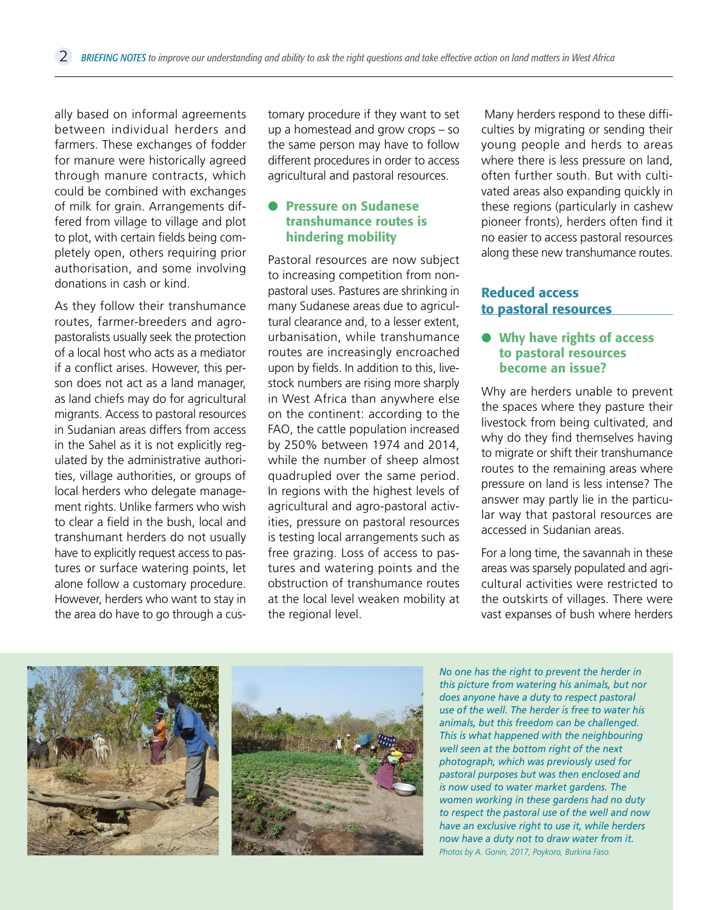ally based on informal agreements between individual herders and farmers. These exchanges of fodder for manure were historically agreed through manure contracts, which could be combined with exchanges of milk for grain. Arrangements differed from village to village and plot to plot, with certain fields being completely open, others requiring prior authorisation, and some involving donations in cash or kind.

As they follow their transhumance routes, farmer-breeders and agro-pastoralists usually seek the protection of a local host who acts as a mediator if a conflict arises. However, this person does not act as a land manager, as land chiefs may do for agricultural migrants. Access to pastoral resources in Sudanian areas differs from access in the Sahel as it is not explicitly regulated by the administrative authorities, village authorities, or groups of local herders who delegate management rights. Unlike farmers who wish to clear a field in the bush, local and transhumant herders do not usually have to explicitly request access to pastures or surface watering points, let alone follow a customary procedure. However, herders who want to stay in the area do have to go through a customary procedure if they want to set up a homestead and grow crops – so the same person may have to follow different procedures in order to access agricultural and pastoral resources.

### Pressure on Sudanese transhumance routes is hindering mobility

Pastoral resources are now subject to increasing competition from non-pastoral uses. Pastures are shrinking in many Sudanese areas due to agricultural clearance and, to a lesser extent, urbanisation, while transhumance routes are increasingly encroached upon by fields. In addition to this, livestock numbers are rising more sharply in West Africa than anywhere else on the continent: according to the FAO, the cattle population increased by 250% between 1974 and 2014, while the number of sheep almost quadrupled over the same period. In regions with the highest levels of agricultural and agro-pastoral activities, pressure on pastoral resources is testing local arrangements such as free grazing. Loss of access to pastures and watering points and the obstruction of transhumance routes at the local level weaken mobility at the regional level.

Many herders respond to these difficulties by migrating or sending their young people and herds to areas where there is less pressure on land, often further south. But with cultivated areas also expanding quickly in these regions (particularly in cashew pioneer fronts), herders often find it no easier to access pastoral resources along these new transhumance routes.

## Reduced access to pastoral resources

### Why have rights of access to pastoral resources become an issue?

Why are herders unable to prevent the spaces where they pasture their livestock from being cultivated, and why do they find themselves having to migrate or shift their transhumance routes to the remaining areas where pressure on land is less intense? The answer may partly lie in the particular way that pastoral resources are accessed in Sudanian areas.

For a long time, the savannah in these areas was sparsely populated and agricultural activities were restricted to the outskirts of villages. There were vast expanses of bush where herders

*No one has the right to prevent the herder in this picture from watering his animals, but nor does anyone have a duty to respect pastoral use of the well. The herder is free to water his animals, but this freedom can be challenged. This is what happened with the neighbouring well seen at the bottom right of the next photograph, which was previously used for pastoral purposes but was then enclosed and is now used to water market gardens. The women working in these gardens had no duty to respect the pastoral use of the well and now have an exclusive right to use it, while herders now have a duty not to draw water from it.*
*Photos by A. Gonin, 2017, Poykoro, Burkina Faso.*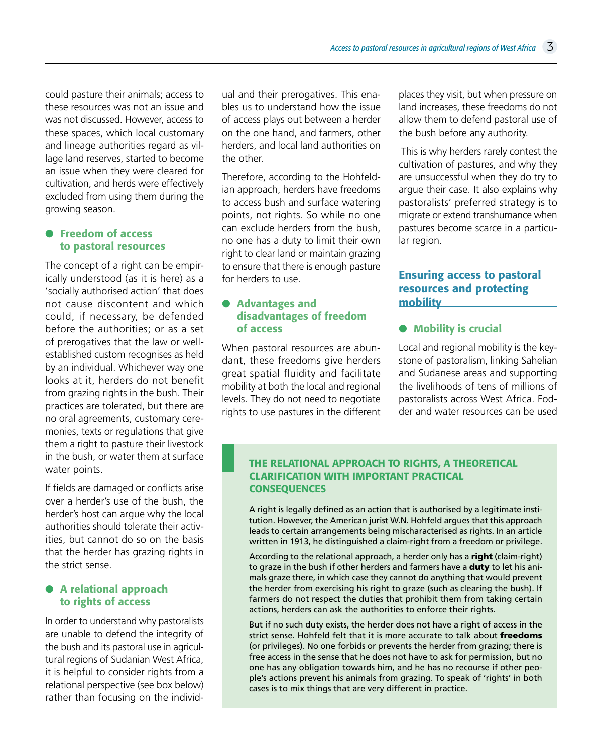could pasture their animals; access to these resources was not an issue and was not discussed. However, access to these spaces, which local customary and lineage authorities regard as village land reserves, started to become an issue when they were cleared for cultivation, and herds were effectively excluded from using them during the growing season.

### Freedom of access to pastoral resources

The concept of a right can be empirically understood (as it is here) as a 'socially authorised action' that does not cause discontent and which could, if necessary, be defended before the authorities; or as a set of prerogatives that the law or well-established custom recognises as held by an individual. Whichever way one looks at it, herders do not benefit from grazing rights in the bush. Their practices are tolerated, but there are no oral agreements, customary ceremonies, texts or regulations that give them a right to pasture their livestock in the bush, or water them at surface water points.

If fields are damaged or conflicts arise over a herder's use of the bush, the herder's host can argue why the local authorities should tolerate their activities, but cannot do so on the basis that the herder has grazing rights in the strict sense.

### A relational approach to rights of access

In order to understand why pastoralists are unable to defend the integrity of the bush and its pastoral use in agricultural regions of Sudanian West Africa, it is helpful to consider rights from a relational perspective (see box below) rather than focusing on the individual and their prerogatives. This enables us to understand how the issue of access plays out between a herder on the one hand, and farmers, other herders, and local land authorities on the other.

Therefore, according to the Hohfeldian approach, herders have freedoms to access bush and surface watering points, not rights. So while no one can exclude herders from the bush, no one has a duty to limit their own right to clear land or maintain grazing to ensure that there is enough pasture for herders to use.

### Advantages and disadvantages of freedom of access

When pastoral resources are abundant, these freedoms give herders great spatial fluidity and facilitate mobility at both the local and regional levels. They do not need to negotiate rights to use pastures in the different places they visit, but when pressure on land increases, these freedoms do not allow them to defend pastoral use of the bush before any authority.

This is why herders rarely contest the cultivation of pastures, and why they are unsuccessful when they do try to argue their case. It also explains why pastoralists' preferred strategy is to migrate or extend transhumance when pastures become scarce in a particular region.

## Ensuring access to pastoral resources and protecting mobility

### Mobility is crucial

Local and regional mobility is the keystone of pastoralism, linking Sahelian and Sudanese areas and supporting the livelihoods of tens of millions of pastoralists across West Africa. Fodder and water resources can be used

### THE RELATIONAL APPROACH TO RIGHTS, A THEORETICAL CLARIFICATION WITH IMPORTANT PRACTICAL CONSEQUENCES

A right is legally defined as an action that is authorised by a legitimate institution. However, the American jurist W.N. Hohfeld argues that this approach leads to certain arrangements being mischaracterised as rights. In an article written in 1913, he distinguished a claim-right from a freedom or privilege.

According to the relational approach, a herder only has a **right** (claim-right) to graze in the bush if other herders and farmers have a **duty** to let his animals graze there, in which case they cannot do anything that would prevent the herder from exercising his right to graze (such as clearing the bush). If farmers do not respect the duties that prohibit them from taking certain actions, herders can ask the authorities to enforce their rights.

But if no such duty exists, the herder does not have a right of access in the strict sense. Hohfeld felt that it is more accurate to talk about **freedoms** (or privileges). No one forbids or prevents the herder from grazing; there is free access in the sense that he does not have to ask for permission, but no one has any obligation towards him, and he has no recourse if other people's actions prevent his animals from grazing. To speak of 'rights' in both cases is to mix things that are very different in practice.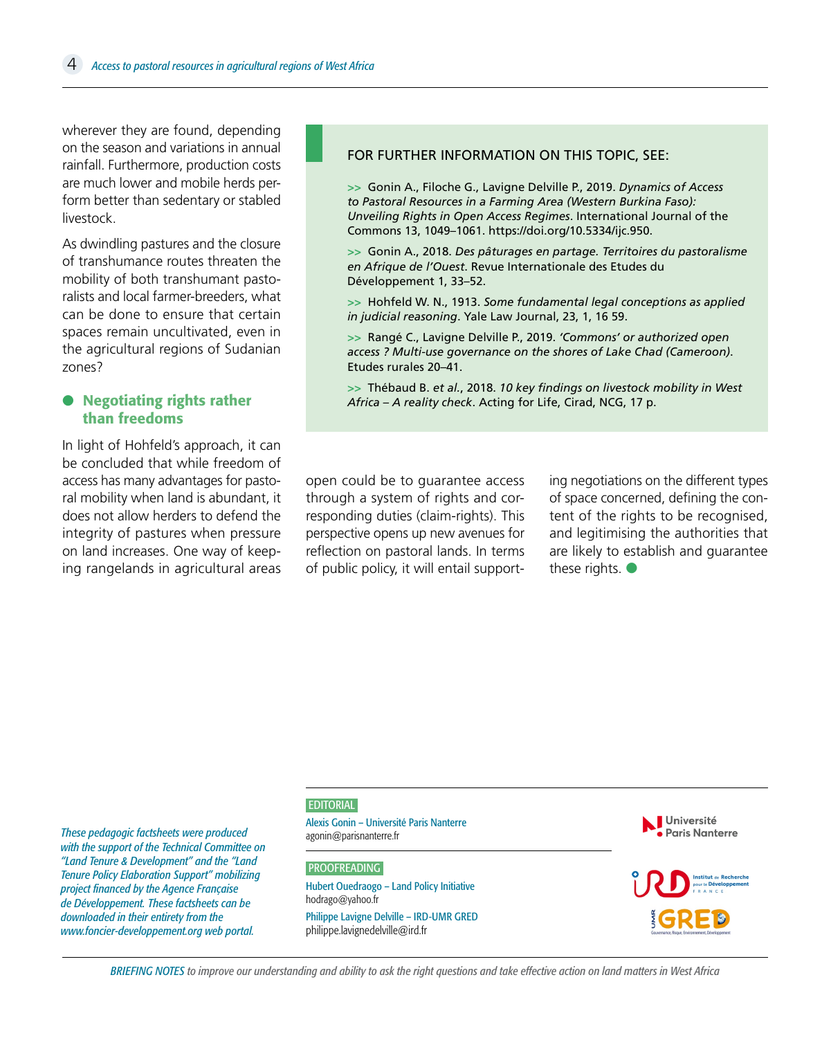wherever they are found, depending on the season and variations in annual rainfall. Furthermore, production costs are much lower and mobile herds perform better than sedentary or stabled livestock.

As dwindling pastures and the closure of transhumance routes threaten the mobility of both transhumant pastoralists and local farmer-breeders, what can be done to ensure that certain spaces remain uncultivated, even in the agricultural regions of Sudanian zones?

## Negotiating rights rather than freedoms

In light of Hohfeld's approach, it can be concluded that while freedom of access has many advantages for pastoral mobility when land is abundant, it does not allow herders to defend the integrity of pastures when pressure on land increases. One way of keeping rangelands in agricultural areas open could be to guarantee access through a system of rights and corresponding duties (claim-rights). This perspective opens up new avenues for reflection on pastoral lands. In terms of public policy, it will entail supporting negotiations on the different types of space concerned, defining the content of the rights to be recognised, and legitimising the authorities that are likely to establish and guarantee these rights.

### FOR FURTHER INFORMATION ON THIS TOPIC, SEE:

>> Gonin A., Filoche G., Lavigne Delville P., 2019. *Dynamics of Access to Pastoral Resources in a Farming Area (Western Burkina Faso): Unveiling Rights in Open Access Regimes*. International Journal of the Commons 13, 1049–1061. https://doi.org/10.5334/ijc.950.

>> Gonin A., 2018. *Des pâturages en partage. Territoires du pastoralisme en Afrique de l'Ouest*. Revue Internationale des Etudes du Développement 1, 33–52.

>> Hohfeld W. N., 1913. *Some fundamental legal conceptions as applied in judicial reasoning*. Yale Law Journal, 23, 1, 16 59.

>> Rangé C., Lavigne Delville P., 2019. *'Commons' or authorized open access ? Multi-use governance on the shores of Lake Chad (Cameroon)*. Etudes rurales 20–41.

>> Thébaud B. *et al.*, 2018. *10 key findings on livestock mobility in West Africa – A reality check*. Acting for Life, Cirad, NCG, 17 p.

*These pedagogic factsheets were produced with the support of the Technical Committee on "Land Tenure & Development" and the "Land Tenure Policy Elaboration Support" mobilizing project financed by the Agence Française de Développement. These factsheets can be downloaded in their entirety from the www.foncier-developpement.org web portal.*

**EDITORIAL**

Alexis Gonin – Université Paris Nanterre
agonin@parisnanterre.fr

**PROOFREADING**

Hubert Ouedraogo – Land Policy Initiative
hodrago@yahoo.fr

Philippe Lavigne Delville – IRD-UMR GRED
philippe.lavignedelville@ird.fr

Université Paris Nanterre

Institut de Recherche pour le Développement France

UMR GRED – Gouvernance, Risque, Environnement, Développement

*BRIEFING NOTES to improve our understanding and ability to ask the right questions and take effective action on land matters in West Africa*